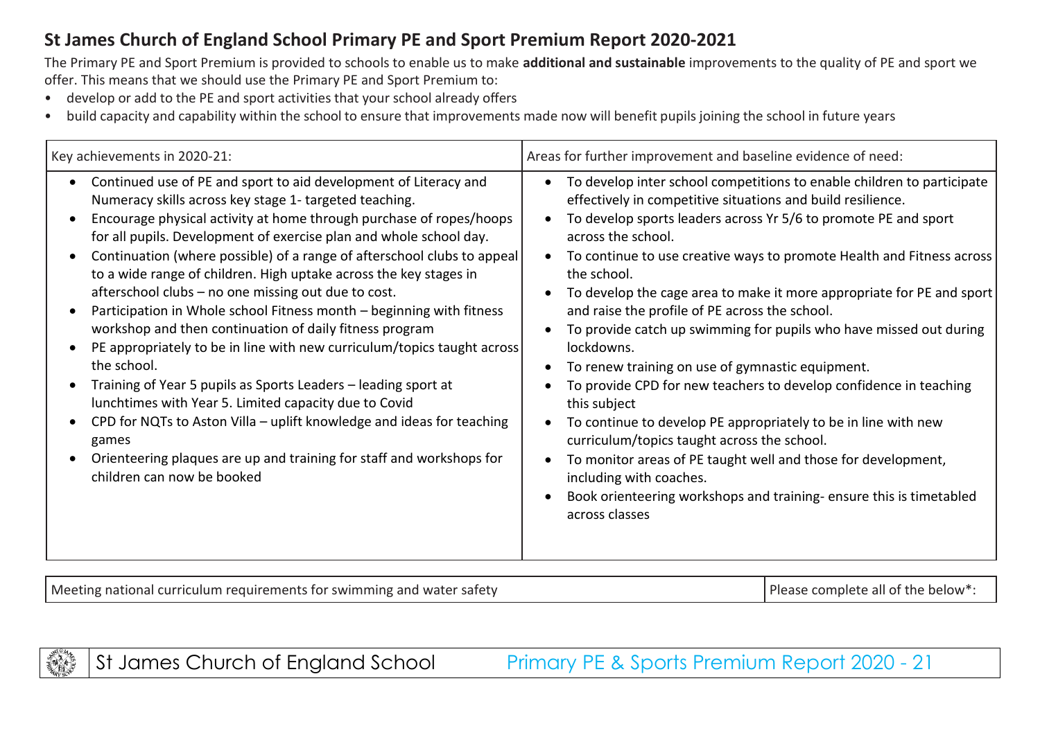# St James Church of England School Primary PE and Sport Premium Report 2020-2021

The Primary PE and Sport Premium is provided to schools to enable us to make **additional and sustainable** improvements to the quality of PE and sport we offer. This means that we should use the Primary PE and Sport Premium to:

- develop or add to the PE and sport activities that your school already offers
- build capacity and capability within the school to ensure that improvements made now will benefit pupils joining the school in future years

| Key achievements in 2020-21: | Areas for further improvement and baseline evidence of need: |
| --- | --- |
| • Continued use of PE and sport to aid development of Literacy and Numeracy skills across key stage 1- targeted teaching.<br>• Encourage physical activity at home through purchase of ropes/hoops for all pupils. Development of exercise plan and whole school day.<br>• Continuation (where possible) of a range of afterschool clubs to appeal to a wide range of children. High uptake across the key stages in afterschool clubs – no one missing out due to cost.<br>• Participation in Whole school Fitness month – beginning with fitness workshop and then continuation of daily fitness program<br>• PE appropriately to be in line with new curriculum/topics taught across the school.<br>• Training of Year 5 pupils as Sports Leaders – leading sport at lunchtimes with Year 5. Limited capacity due to Covid<br>• CPD for NQTs to Aston Villa – uplift knowledge and ideas for teaching games<br>• Orienteering plaques are up and training for staff and workshops for children can now be booked | • To develop inter school competitions to enable children to participate effectively in competitive situations and build resilience.<br>• To develop sports leaders across Yr 5/6 to promote PE and sport across the school.<br>• To continue to use creative ways to promote Health and Fitness across the school.<br>• To develop the cage area to make it more appropriate for PE and sport and raise the profile of PE across the school.<br>• To provide catch up swimming for pupils who have missed out during lockdowns.<br>• To renew training on use of gymnastic equipment.<br>• To provide CPD for new teachers to develop confidence in teaching this subject<br>• To continue to develop PE appropriately to be in line with new curriculum/topics taught across the school.<br>• To monitor areas of PE taught well and those for development, including with coaches.<br>• Book orienteering workshops and training- ensure this is timetabled across classes |

| Meeting national curriculum requirements for swimming and water safety | Please complete all of the below*: |
| --- | --- |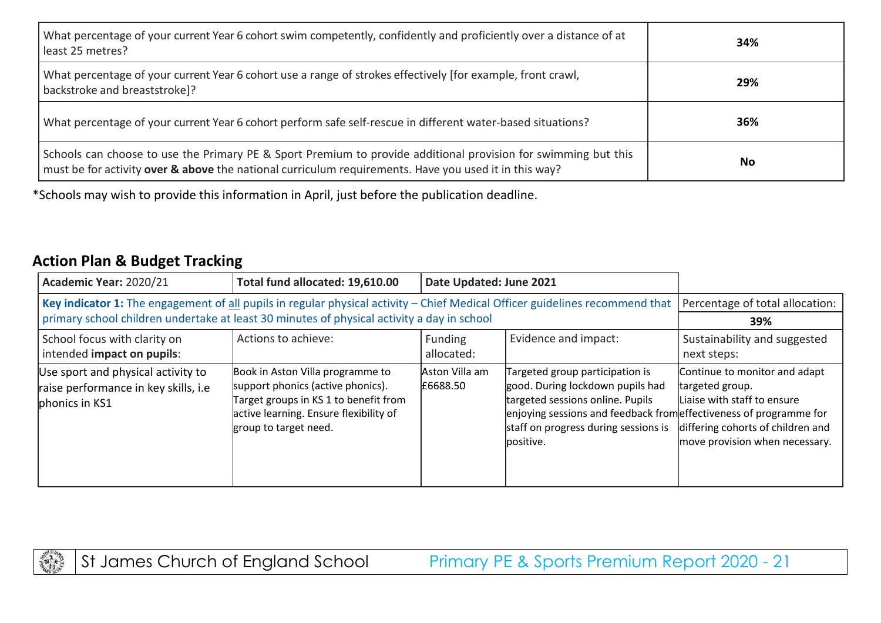| | |
|---|---|
| What percentage of your current Year 6 cohort swim competently, confidently and proficiently over a distance of at least 25 metres? | **34%** |
| What percentage of your current Year 6 cohort use a range of strokes effectively [for example, front crawl, backstroke and breaststroke]? | **29%** |
| What percentage of your current Year 6 cohort perform safe self-rescue in different water-based situations? | **36%** |
| Schools can choose to use the Primary PE & Sport Premium to provide additional provision for swimming but this must be for activity **over & above** the national curriculum requirements. Have you used it in this way? | **No** |

*Schools may wish to provide this information in April, just before the publication deadline.

## Action Plan & Budget Tracking

| **Academic Year:** 2020/21 | **Total fund allocated: 19,610.00** | **Date Updated: June 2021** | | |
|---|---|---|---|---|
| **Key indicator 1:** The engagement of all pupils in regular physical activity – Chief Medical Officer guidelines recommend that primary school children undertake at least 30 minutes of physical activity a day in school | | | | Percentage of total allocation: **39%** |
| School focus with clarity on intended **impact on pupils**: | Actions to achieve: | Funding allocated: | Evidence and impact: | Sustainability and suggested next steps: |
| Use sport and physical activity to raise performance in key skills, i.e phonics in KS1 | Book in Aston Villa programme to support phonics (active phonics). Target groups in KS 1 to benefit from active learning. Ensure flexibility of group to target need. | Aston Villa am £6688.50 | Targeted group participation is good. During lockdown pupils had targeted sessions online. Pupils enjoying sessions and feedback from staff on progress during sessions is positive. | Continue to monitor and adapt targeted group. Liaise with staff to ensure effectiveness of programme for differing cohorts of children and move provision when necessary. |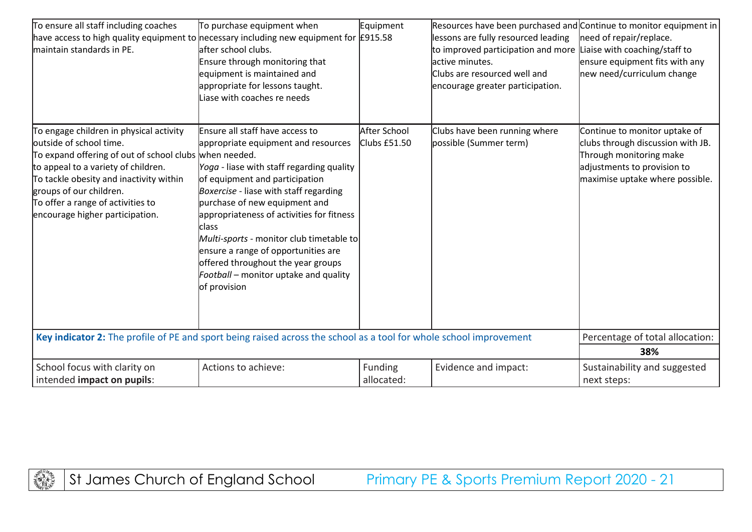| | | | | |
|---|---|---|---|---|
| To ensure all staff including coaches have access to high quality equipment to maintain standards in PE. | To purchase equipment when necessary including new equipment for after school clubs.<br>Ensure through monitoring that equipment is maintained and appropriate for lessons taught.<br>Liase with coaches re needs | Equipment £915.58 | Resources have been purchased and lessons are fully resourced leading to improved participation and more active minutes.<br>Clubs are resourced well and encourage greater participation. | Continue to monitor equipment in need of repair/replace.<br>Liaise with coaching/staff to ensure equipment fits with any new need/curriculum change |
| To engage children in physical activity outside of school time.<br>To expand offering of out of school clubs to appeal to a variety of children.<br>To tackle obesity and inactivity within groups of our children.<br>To offer a range of activities to encourage higher participation. | Ensure all staff have access to appropriate equipment and resources when needed.<br>*Yoga* - liase with staff regarding quality of equipment and participation<br>*Boxercise* - liase with staff regarding purchase of new equipment and appropriateness of activities for fitness class<br>*Multi-sports* - monitor club timetable to ensure a range of opportunities are offered throughout the year groups<br>*Football* – monitor uptake and quality of provision | After School Clubs £51.50 | Clubs have been running where possible (Summer term) | Continue to monitor uptake of clubs through discussion with JB. Through monitoring make adjustments to provision to maximise uptake where possible. |

| | | | | |
|---|---|---|---|---|
| **Key indicator 2:** The profile of PE and sport being raised across the school as a tool for whole school improvement | | | | Percentage of total allocation:<br>**38%** |
| School focus with clarity on intended **impact on pupils**: | Actions to achieve: | Funding allocated: | Evidence and impact: | Sustainability and suggested next steps: |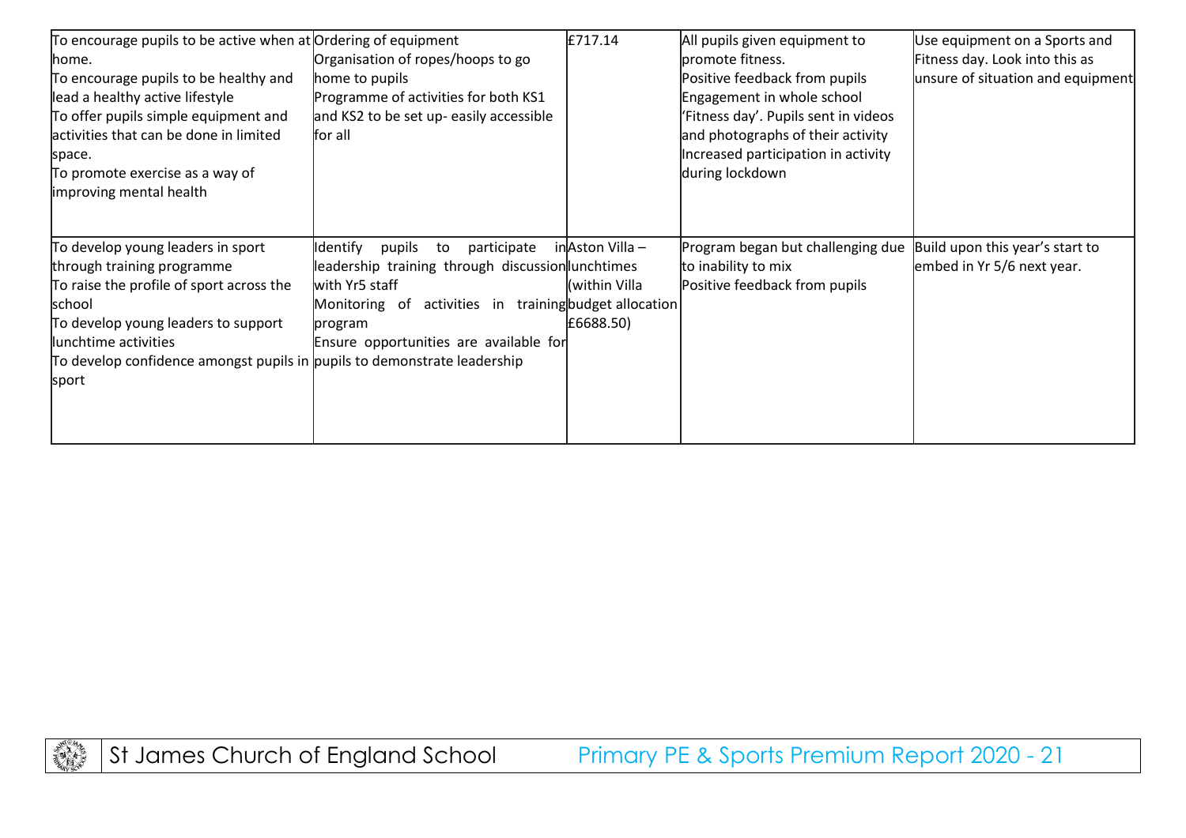| | | | | |
|---|---|---|---|---|
| To encourage pupils to be active when at home.<br>To encourage pupils to be healthy and lead a healthy active lifestyle<br>To offer pupils simple equipment and activities that can be done in limited space.<br>To promote exercise as a way of improving mental health | Ordering of equipment<br>Organisation of ropes/hoops to go home to pupils<br>Programme of activities for both KS1 and KS2 to be set up- easily accessible for all | £717.14 | All pupils given equipment to promote fitness.<br>Positive feedback from pupils<br>Engagement in whole school 'Fitness day'. Pupils sent in videos and photographs of their activity<br>Increased participation in activity during lockdown | Use equipment on a Sports and Fitness day. Look into this as unsure of situation and equipment |
| To develop young leaders in sport through training programme<br>To raise the profile of sport across the school<br>To develop young leaders to support lunchtime activities<br>To develop confidence amongst pupils in sport | Identify pupils to participate in leadership training through discussion with Yr5 staff<br>Monitoring of activities in training program<br>Ensure opportunities are available for pupils to demonstrate leadership | Aston Villa – lunchtimes (within Villa budget allocation £6688.50) | Program began but challenging due to inability to mix<br>Positive feedback from pupils | Build upon this year's start to embed in Yr 5/6 next year. |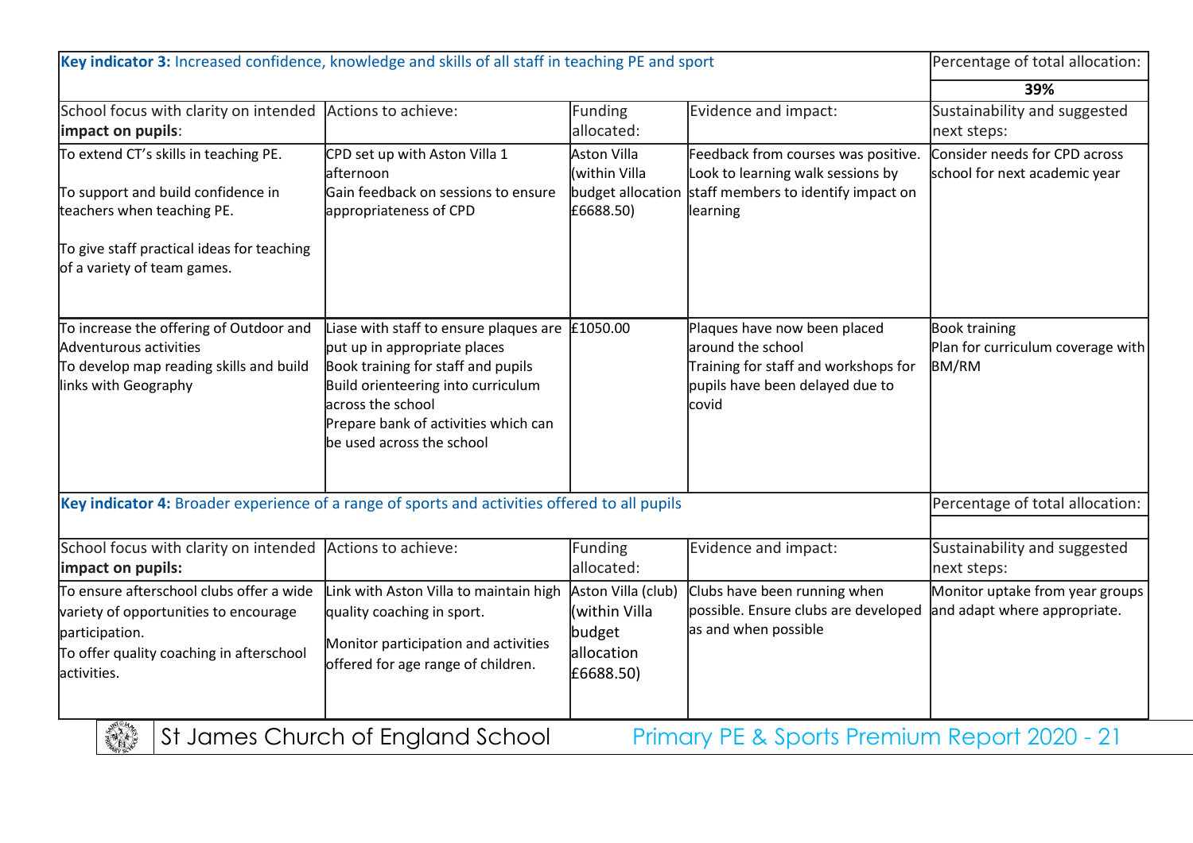| **Key indicator 3:** Increased confidence, knowledge and skills of all staff in teaching PE and sport | | | | Percentage of total allocation: |
|---|---|---|---|---|
| | | | | **39%** |
| School focus with clarity on intended **impact on pupils**: | Actions to achieve: | Funding allocated: | Evidence and impact: | Sustainability and suggested next steps: |
| To extend CT's skills in teaching PE.<br><br>To support and build confidence in teachers when teaching PE.<br><br>To give staff practical ideas for teaching of a variety of team games. | CPD set up with Aston Villa 1 afternoon<br>Gain feedback on sessions to ensure appropriateness of CPD | Aston Villa (within Villa budget allocation £6688.50) | Feedback from courses was positive. Look to learning walk sessions by staff members to identify impact on learning | Consider needs for CPD across school for next academic year |
| To increase the offering of Outdoor and Adventurous activities<br>To develop map reading skills and build links with Geography | Liase with staff to ensure plaques are put up in appropriate places<br>Book training for staff and pupils<br>Build orienteering into curriculum across the school<br>Prepare bank of activities which can be used across the school | £1050.00 | Plaques have now been placed around the school<br>Training for staff and workshops for pupils have been delayed due to covid | Book training<br>Plan for curriculum coverage with BM/RM |

| **Key indicator 4:** Broader experience of a range of sports and activities offered to all pupils | | | | Percentage of total allocation: |
|---|---|---|---|---|
| | | | | |
| School focus with clarity on intended **impact on pupils:** | Actions to achieve: | Funding allocated: | Evidence and impact: | Sustainability and suggested next steps: |
| To ensure afterschool clubs offer a wide variety of opportunities to encourage participation.<br>To offer quality coaching in afterschool activities. | Link with Aston Villa to maintain high quality coaching in sport.<br><br>Monitor participation and activities offered for age range of children. | Aston Villa (club) (within Villa budget allocation £6688.50) | Clubs have been running when possible. Ensure clubs are developed as and when possible | Monitor uptake from year groups and adapt where appropriate. |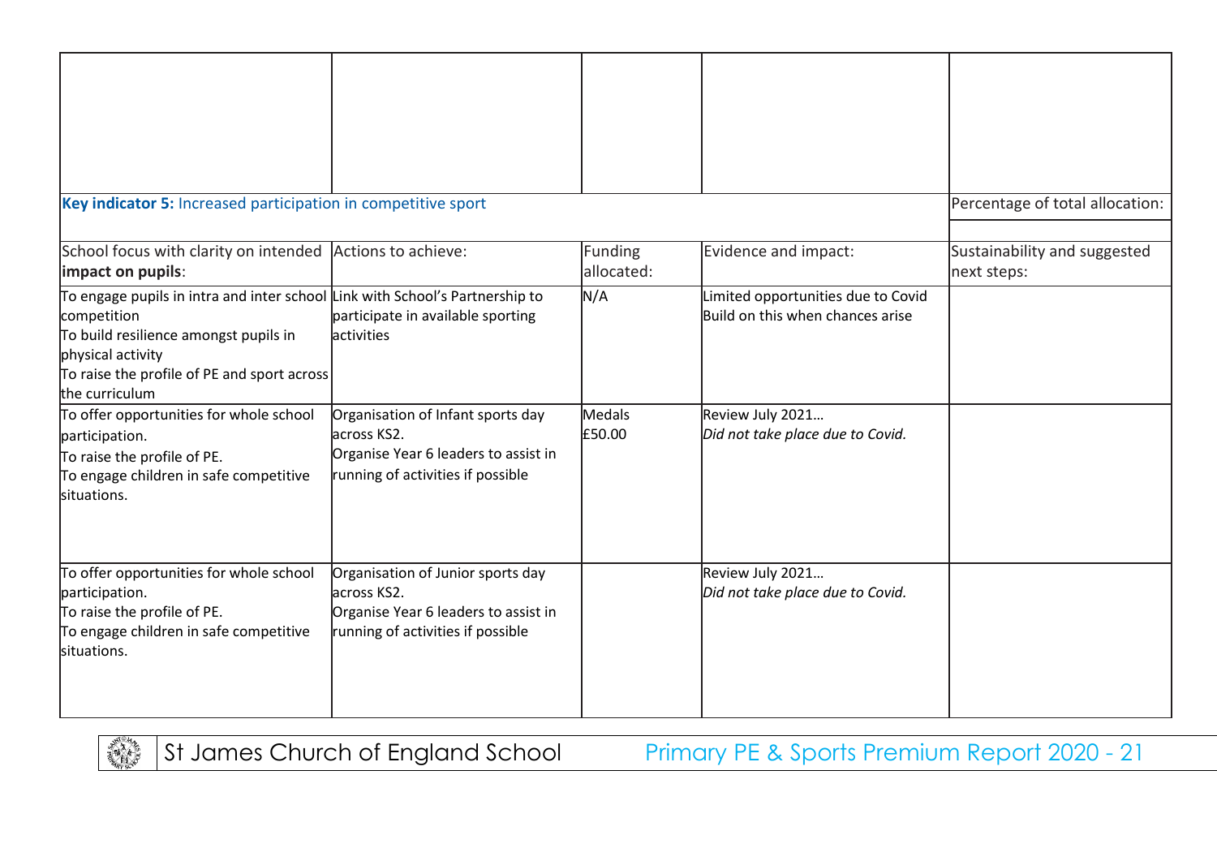| | | | | |
|---|---|---|---|---|
| | | | | |
| **Key indicator 5:** Increased participation in competitive sport | | | | Percentage of total allocation: |
| | | | | |
| School focus with clarity on intended **impact on pupils**: | Actions to achieve: | Funding allocated: | Evidence and impact: | Sustainability and suggested next steps: |
| To engage pupils in intra and inter school competition<br>To build resilience amongst pupils in physical activity<br>To raise the profile of PE and sport across the curriculum | Link with School's Partnership to participate in available sporting activities | N/A | Limited opportunities due to Covid<br>Build on this when chances arise | |
| To offer opportunities for whole school participation.<br>To raise the profile of PE.<br>To engage children in safe competitive situations. | Organisation of Infant sports day across KS2.<br>Organise Year 6 leaders to assist in running of activities if possible | Medals<br>£50.00 | Review July 2021…<br>*Did not take place due to Covid.* | |
| To offer opportunities for whole school participation.<br>To raise the profile of PE.<br>To engage children in safe competitive situations. | Organisation of Junior sports day across KS2.<br>Organise Year 6 leaders to assist in running of activities if possible | | Review July 2021…<br>*Did not take place due to Covid.* | |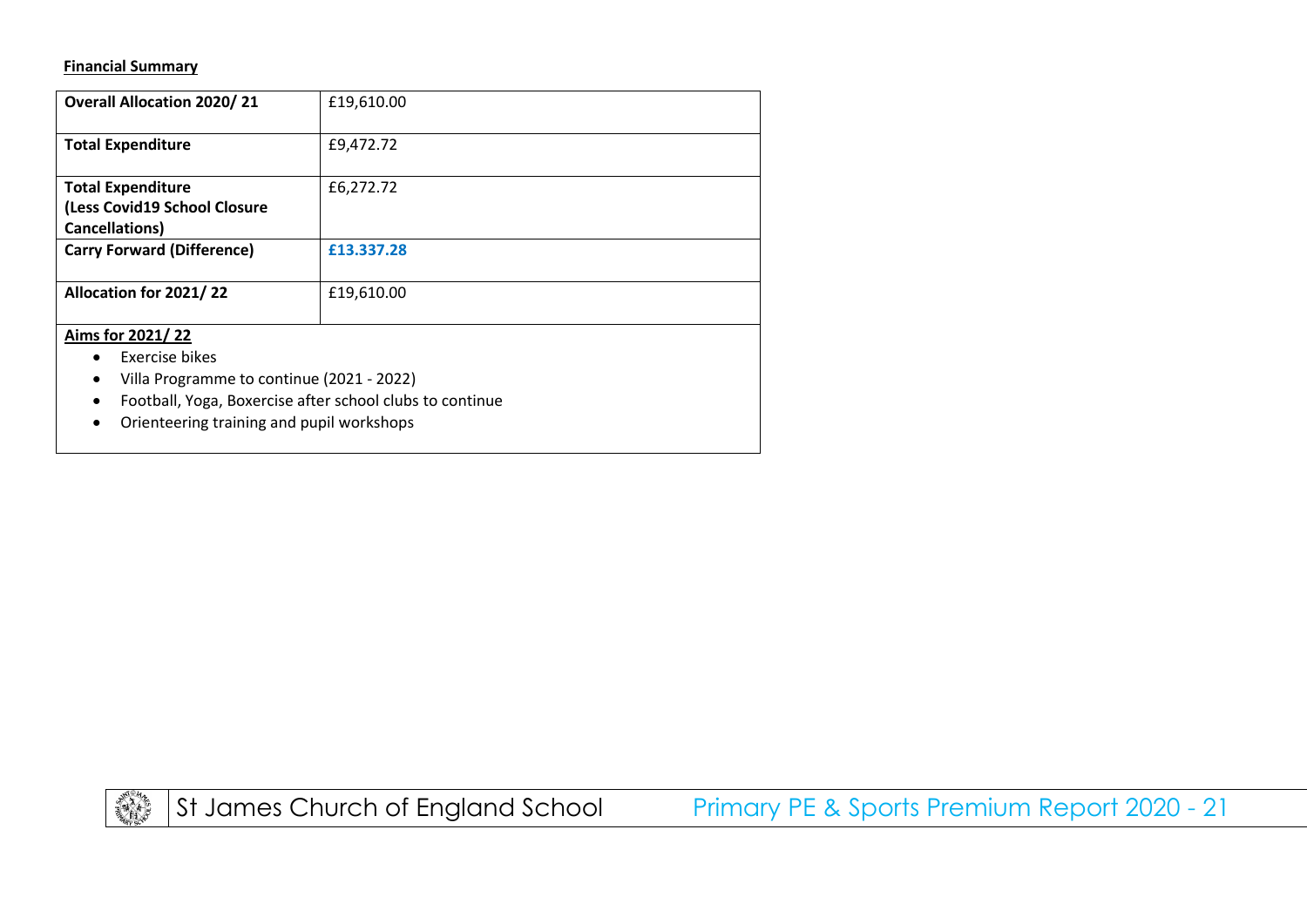**Financial Summary**

| | |
|---|---|
| **Overall Allocation 2020/ 21** | £19,610.00 |
| **Total Expenditure** | £9,472.72 |
| **Total Expenditure (Less Covid19 School Closure Cancellations)** | £6,272.72 |
| **Carry Forward (Difference)** | **£13.337.28** |
| **Allocation for 2021/ 22** | £19,610.00 |

**Aims for 2021/ 22**

- Exercise bikes
- Villa Programme to continue (2021 - 2022)
- Football, Yoga, Boxercise after school clubs to continue
- Orienteering training and pupil workshops